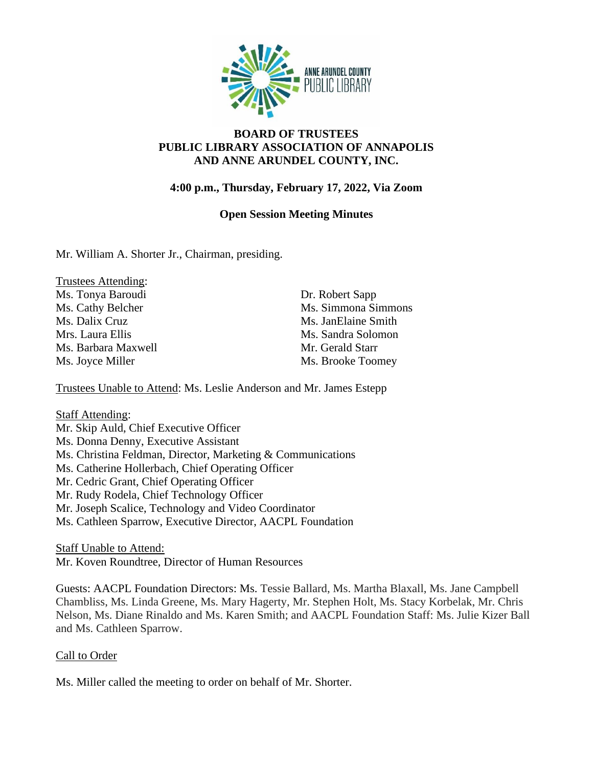**BOARD OF TRUSTEES**
**PUBLIC LIBRARY ASSOCIATION OF ANNAPOLIS**
**AND ANNE ARUNDEL COUNTY, INC.**

**4:00 p.m., Thursday, February 17, 2022, Via Zoom**

**Open Session Meeting Minutes**

Mr. William A. Shorter Jr., Chairman, presiding.

Trustees Attending:
Ms. Tonya Baroudi
Ms. Cathy Belcher
Ms. Dalix Cruz
Mrs. Laura Ellis
Ms. Barbara Maxwell
Ms. Joyce Miller
Dr. Robert Sapp
Ms. Simmona Simmons
Ms. JanElaine Smith
Ms. Sandra Solomon
Mr. Gerald Starr
Ms. Brooke Toomey

Trustees Unable to Attend: Ms. Leslie Anderson and Mr. James Estepp

Staff Attending:
Mr. Skip Auld, Chief Executive Officer
Ms. Donna Denny, Executive Assistant
Ms. Christina Feldman, Director, Marketing & Communications
Ms. Catherine Hollerbach, Chief Operating Officer
Mr. Cedric Grant, Chief Operating Officer
Mr. Rudy Rodela, Chief Technology Officer
Mr. Joseph Scalice, Technology and Video Coordinator
Ms. Cathleen Sparrow, Executive Director, AACPL Foundation

Staff Unable to Attend:
Mr. Koven Roundtree, Director of Human Resources

Guests: AACPL Foundation Directors: Ms. Tessie Ballard, Ms. Martha Blaxall, Ms. Jane Campbell Chambliss, Ms. Linda Greene, Ms. Mary Hagerty, Mr. Stephen Holt, Ms. Stacy Korbelak, Mr. Chris Nelson, Ms. Diane Rinaldo and Ms. Karen Smith; and AACPL Foundation Staff: Ms. Julie Kizer Ball and Ms. Cathleen Sparrow.

Call to Order

Ms. Miller called the meeting to order on behalf of Mr. Shorter.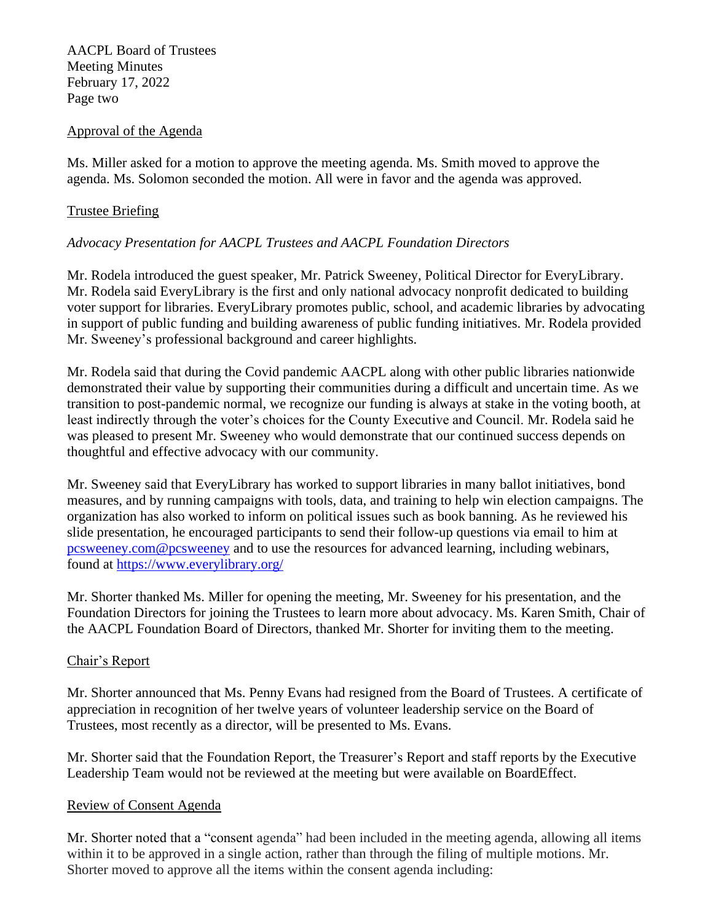## Approval of the Agenda

Ms. Miller asked for a motion to approve the meeting agenda. Ms. Smith moved to approve the agenda. Ms. Solomon seconded the motion. All were in favor and the agenda was approved.

## Trustee Briefing

*Advocacy Presentation for AACPL Trustees and AACPL Foundation Directors*

Mr. Rodela introduced the guest speaker, Mr. Patrick Sweeney, Political Director for EveryLibrary. Mr. Rodela said EveryLibrary is the first and only national advocacy nonprofit dedicated to building voter support for libraries. EveryLibrary promotes public, school, and academic libraries by advocating in support of public funding and building awareness of public funding initiatives. Mr. Rodela provided Mr. Sweeney's professional background and career highlights.

Mr. Rodela said that during the Covid pandemic AACPL along with other public libraries nationwide demonstrated their value by supporting their communities during a difficult and uncertain time. As we transition to post-pandemic normal, we recognize our funding is always at stake in the voting booth, at least indirectly through the voter's choices for the County Executive and Council. Mr. Rodela said he was pleased to present Mr. Sweeney who would demonstrate that our continued success depends on thoughtful and effective advocacy with our community.

Mr. Sweeney said that EveryLibrary has worked to support libraries in many ballot initiatives, bond measures, and by running campaigns with tools, data, and training to help win election campaigns. The organization has also worked to inform on political issues such as book banning. As he reviewed his slide presentation, he encouraged participants to send their follow-up questions via email to him at [pcsweeney.com@pcsweeney](pcsweeney.com@pcsweeney) and to use the resources for advanced learning, including webinars, found at [https://www.everylibrary.org/](https://www.everylibrary.org/)

Mr. Shorter thanked Ms. Miller for opening the meeting, Mr. Sweeney for his presentation, and the Foundation Directors for joining the Trustees to learn more about advocacy. Ms. Karen Smith, Chair of the AACPL Foundation Board of Directors, thanked Mr. Shorter for inviting them to the meeting.

## Chair's Report

Mr. Shorter announced that Ms. Penny Evans had resigned from the Board of Trustees. A certificate of appreciation in recognition of her twelve years of volunteer leadership service on the Board of Trustees, most recently as a director, will be presented to Ms. Evans.

Mr. Shorter said that the Foundation Report, the Treasurer's Report and staff reports by the Executive Leadership Team would not be reviewed at the meeting but were available on BoardEffect.

## Review of Consent Agenda

Mr. Shorter noted that a "consent agenda" had been included in the meeting agenda, allowing all items within it to be approved in a single action, rather than through the filing of multiple motions. Mr. Shorter moved to approve all the items within the consent agenda including: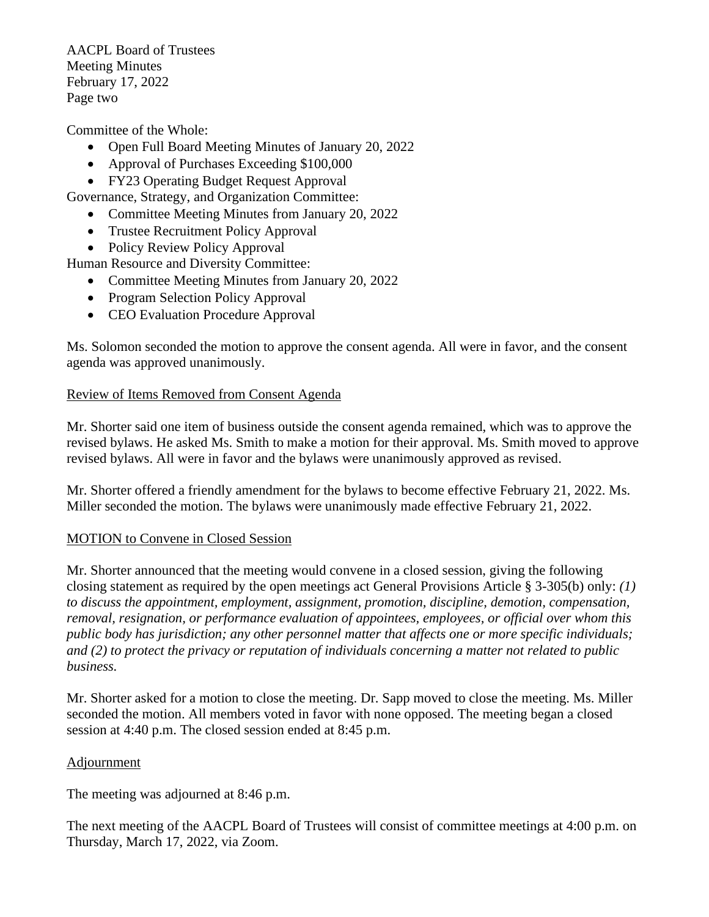Committee of the Whole:

- Open Full Board Meeting Minutes of January 20, 2022
- Approval of Purchases Exceeding $100,000
- FY23 Operating Budget Request Approval

Governance, Strategy, and Organization Committee:

- Committee Meeting Minutes from January 20, 2022
- Trustee Recruitment Policy Approval
- Policy Review Policy Approval

Human Resource and Diversity Committee:

- Committee Meeting Minutes from January 20, 2022
- Program Selection Policy Approval
- CEO Evaluation Procedure Approval

Ms. Solomon seconded the motion to approve the consent agenda. All were in favor, and the consent agenda was approved unanimously.

Review of Items Removed from Consent Agenda

Mr. Shorter said one item of business outside the consent agenda remained, which was to approve the revised bylaws. He asked Ms. Smith to make a motion for their approval. Ms. Smith moved to approve revised bylaws. All were in favor and the bylaws were unanimously approved as revised.

Mr. Shorter offered a friendly amendment for the bylaws to become effective February 21, 2022. Ms. Miller seconded the motion. The bylaws were unanimously made effective February 21, 2022.

MOTION to Convene in Closed Session

Mr. Shorter announced that the meeting would convene in a closed session, giving the following closing statement as required by the open meetings act General Provisions Article § 3-305(b) only: *(1) to discuss the appointment, employment, assignment, promotion, discipline, demotion, compensation, removal, resignation, or performance evaluation of appointees, employees, or official over whom this public body has jurisdiction; any other personnel matter that affects one or more specific individuals; and (2) to protect the privacy or reputation of individuals concerning a matter not related to public business.*

Mr. Shorter asked for a motion to close the meeting. Dr. Sapp moved to close the meeting. Ms. Miller seconded the motion. All members voted in favor with none opposed. The meeting began a closed session at 4:40 p.m. The closed session ended at 8:45 p.m.

Adjournment

The meeting was adjourned at 8:46 p.m.

The next meeting of the AACPL Board of Trustees will consist of committee meetings at 4:00 p.m. on Thursday, March 17, 2022, via Zoom.